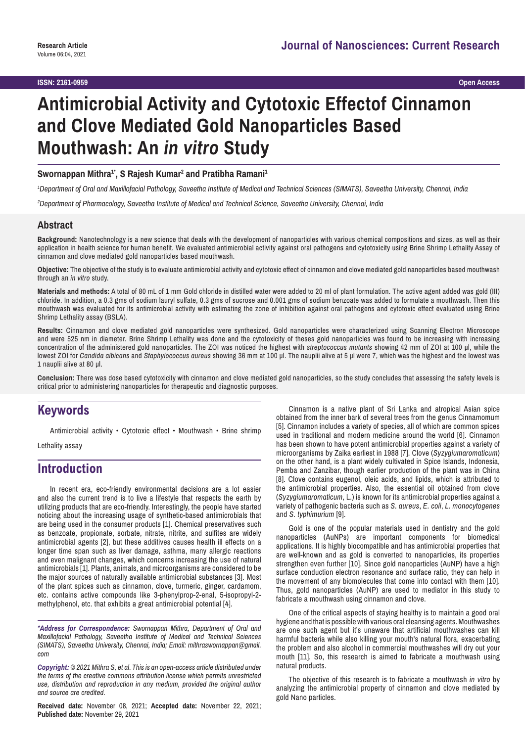Research Article

# Antimicrobial Activity and Cytotoxic Effectof Cinnamon and Clove Mediated Gold Nanoparticles Based Mouthwash: An *in vitro* Study

**Swornappan Mithra[1*], S Rajesh Kumar[2] and Pratibha Ramani[1]**

[1]*Department of Oral and Maxillofacial Pathology, Saveetha Institute of Medical and Technical Sciences (SIMATS), Saveetha University, Chennai, India*

[2]*Department of Pharmacology, Saveetha Institute of Medical and Technical Science, Saveetha University, Chennai, India*

## Abstract

**Background:** Nanotechnology is a new science that deals with the development of nanoparticles with various chemical compositions and sizes, as well as their application in health science for human benefit. We evaluated antimicrobial activity against oral pathogens and cytotoxicity using Brine Shrimp Lethality Assay of cinnamon and clove mediated gold nanoparticles based mouthwash.

**Objective:** The objective of the study is to evaluate antimicrobial activity and cytotoxic effect of cinnamon and clove mediated gold nanoparticles based mouthwash through an *in vitro* study.

**Materials and methods:** A total of 80 mL of 1 mm Gold chloride in distilled water were added to 20 ml of plant formulation. The active agent added was gold (III) chloride. In addition, a 0.3 gms of sodium lauryl sulfate, 0.3 gms of sucrose and 0.001 gms of sodium benzoate was added to formulate a mouthwash. Then this mouthwash was evaluated for its antimicrobial activity with estimating the zone of inhibition against oral pathogens and cytotoxic effect evaluated using Brine Shrimp Lethality assay (BSLA).

**Results:** Cinnamon and clove mediated gold nanoparticles were synthesized. Gold nanoparticles were characterized using Scanning Electron Microscope and were 525 nm in diameter. Brine Shrimp Lethality was done and the cytotoxicity of theses gold nanoparticles was found to be increasing with increasing concentration of the administered gold nanoparticles. The ZOI was noticed the highest with *streptococcus mutants* showing 42 mm of ZOI at 100 µl, while the lowest ZOI for *Candida albicans* and *Staphylococcus aureus* showing 36 mm at 100 µl. The nauplii alive at 5 µl were 7, which was the highest and the lowest was 1 nauplii alive at 80 µl.

**Conclusion:** There was dose based cytotoxicity with cinnamon and clove mediated gold nanoparticles, so the study concludes that assessing the safety levels is critical prior to administering nanoparticles for therapeutic and diagnostic purposes.

## Keywords

Antimicrobial activity • Cytotoxic effect • Mouthwash • Brine shrimp Lethality assay

## Introduction

In recent era, eco-friendly environmental decisions are a lot easier and also the current trend is to live a lifestyle that respects the earth by utilizing products that are eco-friendly. Interestingly, the people have started noticing about the increasing usage of synthetic-based antimicrobials that are being used in the consumer products [1]. Chemical preservatives such as benzoate, propionate, sorbate, nitrate, nitrite, and sulfites are widely antimicrobial agents [2], but these additives causes health ill effects on a longer time span such as liver damage, asthma, many allergic reactions and even malignant changes, which concerns increasing the use of natural antimicrobials [1]. Plants, animals, and microorganisms are considered to be the major sources of naturally available antimicrobial substances [3]. Most of the plant spices such as cinnamon, clove, turmeric, ginger, cardamom, etc. contains active compounds like 3-phenylprop-2-enal, 5-isopropyl-2-methylphenol, etc. that exhibits a great antimicrobial potential [4].

Cinnamon is a native plant of Sri Lanka and atropical Asian spice obtained from the inner bark of several trees from the genus Cinnamomum [5]. Cinnamon includes a variety of species, all of which are common spices used in traditional and modern medicine around the world [6]. Cinnamon has been shown to have potent antimicrobial properties against a variety of microorganisms by Zaika earliest in 1988 [7]. Clove (*Syzygiumaromaticum*) on the other hand, is a plant widely cultivated in Spice Islands, Indonesia, Pemba and Zanzibar, though earlier production of the plant was in China [8]. Clove contains eugenol, oleic acids, and lipids, which is attributed to the antimicrobial properties. Also, the essential oil obtained from clove (*Syzygiumaromaticum*, L.) is known for its antimicrobial properties against a variety of pathogenic bacteria such as *S. aureus*, *E. coli*, *L. monocytogenes* and *S. typhimurium* [9].

Gold is one of the popular materials used in dentistry and the gold nanoparticles (AuNPs) are important components for biomedical applications. It is highly biocompatible and has antimicrobial properties that are well-known and as gold is converted to nanoparticles, its properties strengthen even further [10]. Since gold nanoparticles (AuNP) have a high surface conduction electron resonance and surface ratio, they can help in the movement of any biomolecules that come into contact with them [10]. Thus, gold nanoparticles (AuNP) are used to mediator in this study to fabricate a mouthwash using cinnamon and clove.

One of the critical aspects of staying healthy is to maintain a good oral hygiene and that is possible with various oral cleansing agents. Mouthwashes are one such agent but it's unaware that artificial mouthwashes can kill harmful bacteria while also killing your mouth's natural flora, exacerbating the problem and also alcohol in commercial mouthwashes will dry out your mouth [11]. So, this research is aimed to fabricate a mouthwash using natural products.

The objective of this research is to fabricate a mouthwash *in vitro* by analyzing the antimicrobial property of cinnamon and clove mediated by gold Nano particles.

*\*Address for Correspondence: Swornappan Mithra, Department of Oral and Maxillofacial Pathology, Saveetha Institute of Medical and Technical Sciences (SIMATS), Saveetha University, Chennai, India; Email: mithraswornappan@gmail.com*

***Copyright:** © 2021 Mithra S, et al. This is an open-access article distributed under the terms of the creative commons attribution license which permits unrestricted use, distribution and reproduction in any medium, provided the original author and source are credited.*

**Received date:** November 08, 2021; **Accepted date:** November 22, 2021; **Published date:** November 29, 2021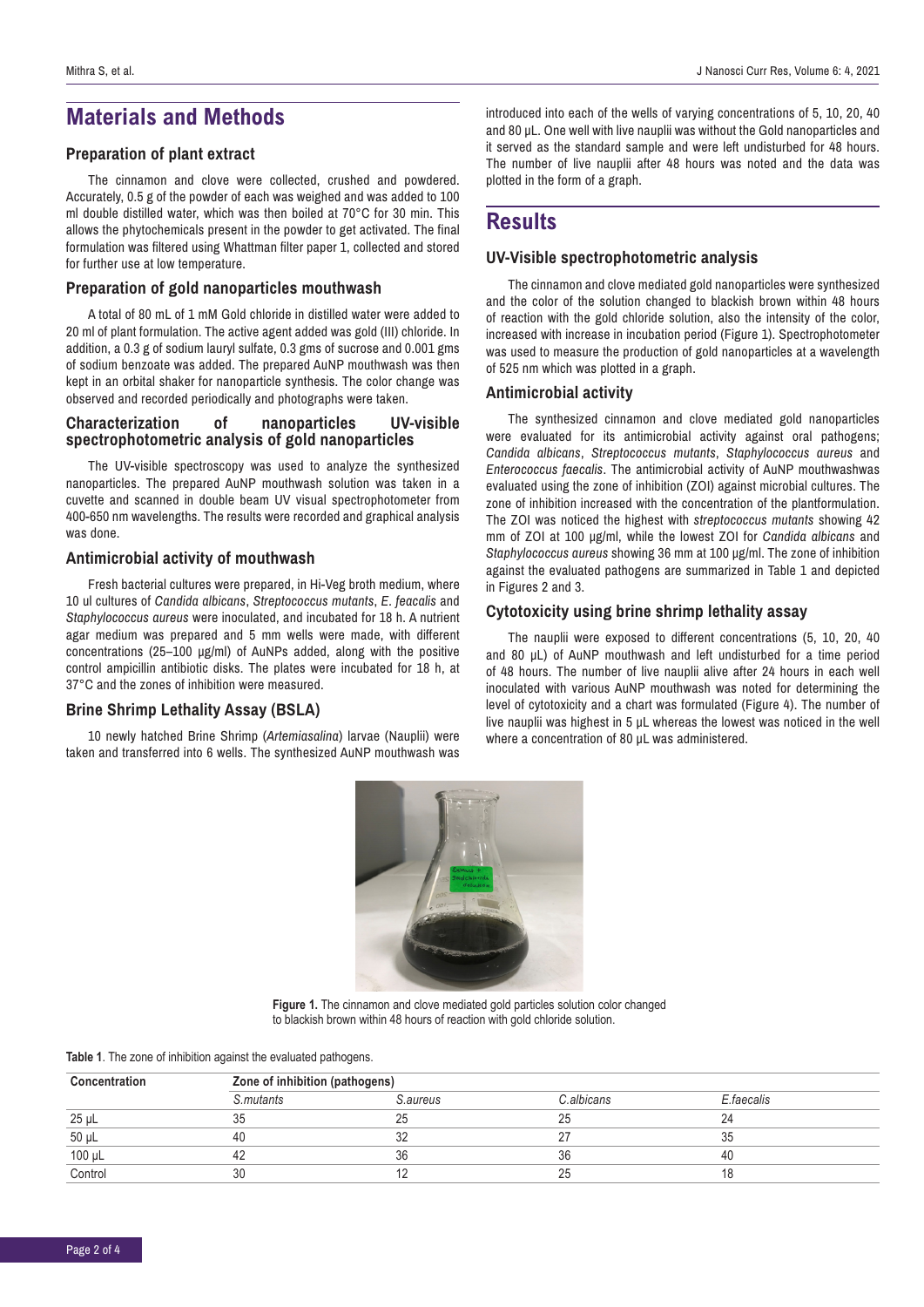## Materials and Methods

### Preparation of plant extract

The cinnamon and clove were collected, crushed and powdered. Accurately, 0.5 g of the powder of each was weighed and was added to 100 ml double distilled water, which was then boiled at 70°C for 30 min. This allows the phytochemicals present in the powder to get activated. The final formulation was filtered using Whattman filter paper 1, collected and stored for further use at low temperature.

### Preparation of gold nanoparticles mouthwash

A total of 80 mL of 1 mM Gold chloride in distilled water were added to 20 ml of plant formulation. The active agent added was gold (III) chloride. In addition, a 0.3 g of sodium lauryl sulfate, 0.3 gms of sucrose and 0.001 gms of sodium benzoate was added. The prepared AuNP mouthwash was then kept in an orbital shaker for nanoparticle synthesis. The color change was observed and recorded periodically and photographs were taken.

### Characterization of nanoparticles UV-visible spectrophotometric analysis of gold nanoparticles

The UV-visible spectroscopy was used to analyze the synthesized nanoparticles. The prepared AuNP mouthwash solution was taken in a cuvette and scanned in double beam UV visual spectrophotometer from 400-650 nm wavelengths. The results were recorded and graphical analysis was done.

### Antimicrobial activity of mouthwash

Fresh bacterial cultures were prepared, in Hi-Veg broth medium, where 10 ul cultures of *Candida albicans*, *Streptococcus mutants*, *E. feacalis* and *Staphylococcus aureus* were inoculated, and incubated for 18 h. A nutrient agar medium was prepared and 5 mm wells were made, with different concentrations (25–100 µg/ml) of AuNPs added, along with the positive control ampicillin antibiotic disks. The plates were incubated for 18 h, at 37°C and the zones of inhibition were measured.

### Brine Shrimp Lethality Assay (BSLA)

10 newly hatched Brine Shrimp (*Artemiasalina*) larvae (Nauplii) were taken and transferred into 6 wells. The synthesized AuNP mouthwash was introduced into each of the wells of varying concentrations of 5, 10, 20, 40 and 80 µL. One well with live nauplii was without the Gold nanoparticles and it served as the standard sample and were left undisturbed for 48 hours. The number of live nauplii after 48 hours was noted and the data was plotted in the form of a graph.

## Results

### UV-Visible spectrophotometric analysis

The cinnamon and clove mediated gold nanoparticles were synthesized and the color of the solution changed to blackish brown within 48 hours of reaction with the gold chloride solution, also the intensity of the color, increased with increase in incubation period (Figure 1). Spectrophotometer was used to measure the production of gold nanoparticles at a wavelength of 525 nm which was plotted in a graph.

### Antimicrobial activity

The synthesized cinnamon and clove mediated gold nanoparticles were evaluated for its antimicrobial activity against oral pathogens; *Candida albicans*, *Streptococcus mutants*, *Staphylococcus aureus* and *Enterococcus faecalis*. The antimicrobial activity of AuNP mouthwashwas evaluated using the zone of inhibition (ZOI) against microbial cultures. The zone of inhibition increased with the concentration of the plantformulation. The ZOI was noticed the highest with *streptococcus mutants* showing 42 mm of ZOI at 100 µg/ml, while the lowest ZOI for *Candida albicans* and *Staphylococcus aureus* showing 36 mm at 100 µg/ml. The zone of inhibition against the evaluated pathogens are summarized in Table 1 and depicted in Figures 2 and 3.

### Cytotoxicity using brine shrimp lethality assay

The nauplii were exposed to different concentrations (5, 10, 20, 40 and 80 µL) of AuNP mouthwash and left undisturbed for a time period of 48 hours. The number of live nauplii alive after 24 hours in each well inoculated with various AuNP mouthwash was noted for determining the level of cytotoxicity and a chart was formulated (Figure 4). The number of live nauplii was highest in 5 µL whereas the lowest was noticed in the well where a concentration of 80 µL was administered.

**Figure 1.** The cinnamon and clove mediated gold particles solution color changed to blackish brown within 48 hours of reaction with gold chloride solution.

**Table 1**. The zone of inhibition against the evaluated pathogens.

| Concentration | Zone of inhibition (pathogens) | | | |
|---|---|---|---|---|
| | *S.mutants* | *S.aureus* | *C.albicans* | *E.faecalis* |
| 25 µL | 35 | 25 | 25 | 24 |
| 50 µL | 40 | 32 | 27 | 35 |
| 100 µL | 42 | 36 | 36 | 40 |
| Control | 30 | 12 | 25 | 18 |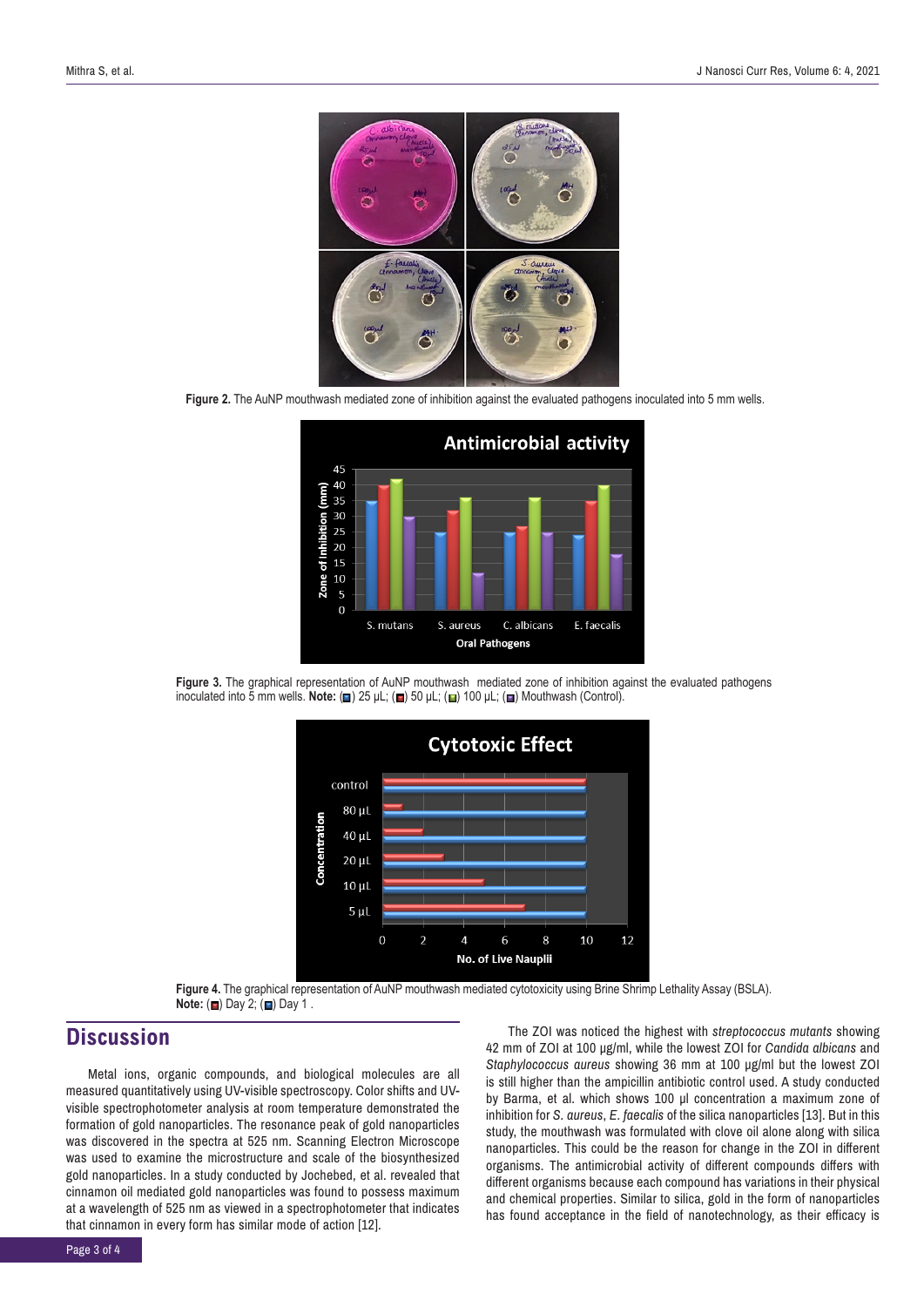**Figure 2.** The AuNP mouthwash mediated zone of inhibition against the evaluated pathogens inoculated into 5 mm wells.

**Figure 3.** The graphical representation of AuNP mouthwash mediated zone of inhibition against the evaluated pathogens inoculated into 5 mm wells. **Note:** (■) 25 µL; (■) 50 µL; (■) 100 µL; (■) Mouthwash (Control).

**Figure 4.** The graphical representation of AuNP mouthwash mediated cytotoxicity using Brine Shrimp Lethality Assay (BSLA). **Note:** (■) Day 2; (■) Day 1 .

## Discussion

Metal ions, organic compounds, and biological molecules are all measured quantitatively using UV-visible spectroscopy. Color shifts and UV-visible spectrophotometer analysis at room temperature demonstrated the formation of gold nanoparticles. The resonance peak of gold nanoparticles was discovered in the spectra at 525 nm. Scanning Electron Microscope was used to examine the microstructure and scale of the biosynthesized gold nanoparticles. In a study conducted by Jochebed, et al. revealed that cinnamon oil mediated gold nanoparticles was found to possess maximum at a wavelength of 525 nm as viewed in a spectrophotometer that indicates that cinnamon in every form has similar mode of action [12].

The ZOI was noticed the highest with *streptococcus mutants* showing 42 mm of ZOI at 100 µg/ml, while the lowest ZOI for *Candida albicans* and *Staphylococcus aureus* showing 36 mm at 100 µg/ml but the lowest ZOI is still higher than the ampicillin antibiotic control used. A study conducted by Barma, et al. which shows 100 µl concentration a maximum zone of inhibition for *S. aureus*, *E. faecalis* of the silica nanoparticles [13]. But in this study, the mouthwash was formulated with clove oil alone along with silica nanoparticles. This could be the reason for change in the ZOI in different organisms. The antimicrobial activity of different compounds differs with different organisms because each compound has variations in their physical and chemical properties. Similar to silica, gold in the form of nanoparticles has found acceptance in the field of nanotechnology, as their efficacy is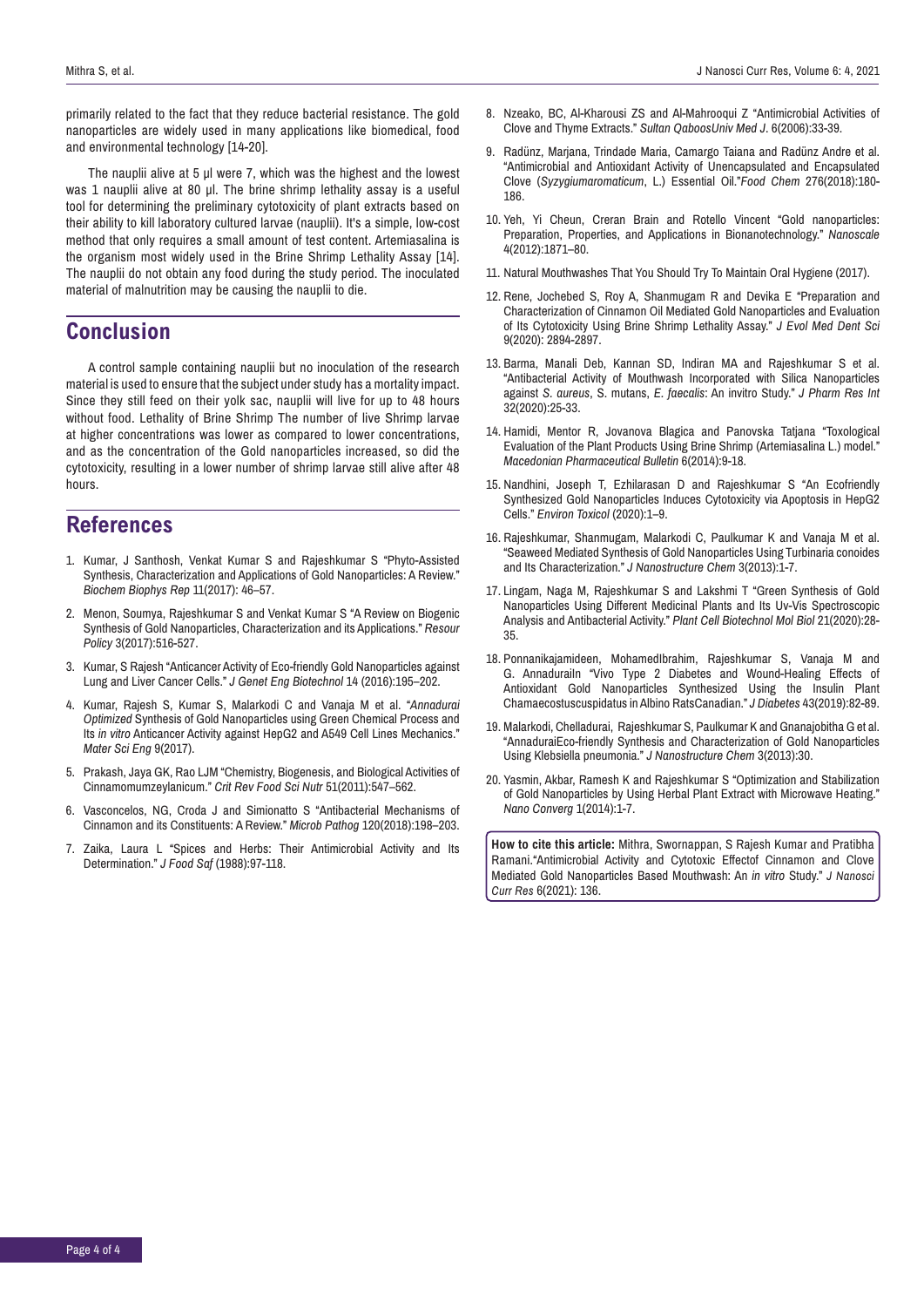primarily related to the fact that they reduce bacterial resistance. The gold nanoparticles are widely used in many applications like biomedical, food and environmental technology [14-20].

The nauplii alive at 5 µl were 7, which was the highest and the lowest was 1 nauplii alive at 80 µl. The brine shrimp lethality assay is a useful tool for determining the preliminary cytotoxicity of plant extracts based on their ability to kill laboratory cultured larvae (nauplii). It's a simple, low-cost method that only requires a small amount of test content. Artemiasalina is the organism most widely used in the Brine Shrimp Lethality Assay [14]. The nauplii do not obtain any food during the study period. The inoculated material of malnutrition may be causing the nauplii to die.

## Conclusion

A control sample containing nauplii but no inoculation of the research material is used to ensure that the subject under study has a mortality impact. Since they still feed on their yolk sac, nauplii will live for up to 48 hours without food. Lethality of Brine Shrimp The number of live Shrimp larvae at higher concentrations was lower as compared to lower concentrations, and as the concentration of the Gold nanoparticles increased, so did the cytotoxicity, resulting in a lower number of shrimp larvae still alive after 48 hours.

## References

1. Kumar, J Santhosh, Venkat Kumar S and Rajeshkumar S "Phyto-Assisted Synthesis, Characterization and Applications of Gold Nanoparticles: A Review." *Biochem Biophys Rep* 11(2017): 46–57.
2. Menon, Soumya, Rajeshkumar S and Venkat Kumar S "A Review on Biogenic Synthesis of Gold Nanoparticles, Characterization and its Applications." *Resour Policy* 3(2017):516-527.
3. Kumar, S Rajesh "Anticancer Activity of Eco-friendly Gold Nanoparticles against Lung and Liver Cancer Cells." *J Genet Eng Biotechnol* 14 (2016):195–202.
4. Kumar, Rajesh S, Kumar S, Malarkodi C and Vanaja M et al. "*Annadurai Optimized* Synthesis of Gold Nanoparticles using Green Chemical Process and Its *in vitro* Anticancer Activity against HepG2 and A549 Cell Lines Mechanics." *Mater Sci Eng* 9(2017).
5. Prakash, Jaya GK, Rao LJM "Chemistry, Biogenesis, and Biological Activities of Cinnamomumzeylanicum." *Crit Rev Food Sci Nutr* 51(2011):547–562.
6. Vasconcelos, NG, Croda J and Simionatto S "Antibacterial Mechanisms of Cinnamon and its Constituents: A Review." *Microb Pathog* 120(2018):198–203.
7. Zaika, Laura L "Spices and Herbs: Their Antimicrobial Activity and Its Determination." *J Food Saf* (1988):97-118.
8. Nzeako, BC, Al-Kharousi ZS and Al-Mahrooqui Z "Antimicrobial Activities of Clove and Thyme Extracts." *Sultan QaboosUniv Med J*. 6(2006):33-39.
9. Radünz, Marjana, Trindade Maria, Camargo Taiana and Radünz Andre et al. "Antimicrobial and Antioxidant Activity of Unencapsulated and Encapsulated Clove (*Syzygiumaromaticum*, L.) Essential Oil."*Food Chem* 276(2018):180-186.
10. Yeh, Yi Cheun, Creran Brain and Rotello Vincent "Gold nanoparticles: Preparation, Properties, and Applications in Bionanotechnology." *Nanoscale* 4(2012):1871–80.
11. Natural Mouthwashes That You Should Try To Maintain Oral Hygiene (2017).
12. Rene, Jochebed S, Roy A, Shanmugam R and Devika E "Preparation and Characterization of Cinnamon Oil Mediated Gold Nanoparticles and Evaluation of Its Cytotoxicity Using Brine Shrimp Lethality Assay." *J Evol Med Dent Sci* 9(2020): 2894-2897.
13. Barma, Manali Deb, Kannan SD, Indiran MA and Rajeshkumar S et al. "Antibacterial Activity of Mouthwash Incorporated with Silica Nanoparticles against *S. aureus*, S. mutans, *E. faecalis*: An invitro Study." *J Pharm Res Int* 32(2020):25-33.
14. Hamidi, Mentor R, Jovanova Blagica and Panovska Tatjana "Toxological Evaluation of the Plant Products Using Brine Shrimp (Artemiasalina L.) model." *Macedonian Pharmaceutical Bulletin* 6(2014):9-18.
15. Nandhini, Joseph T, Ezhilarasan D and Rajeshkumar S "An Ecofriendly Synthesized Gold Nanoparticles Induces Cytotoxicity via Apoptosis in HepG2 Cells." *Environ Toxicol* (2020):1–9.
16. Rajeshkumar, Shanmugam, Malarkodi C, Paulkumar K and Vanaja M et al. "Seaweed Mediated Synthesis of Gold Nanoparticles Using Turbinaria conoides and Its Characterization." *J Nanostructure Chem* 3(2013):1-7.
17. Lingam, Naga M, Rajeshkumar S and Lakshmi T "Green Synthesis of Gold Nanoparticles Using Different Medicinal Plants and Its Uv-Vis Spectroscopic Analysis and Antibacterial Activity." *Plant Cell Biotechnol Mol Biol* 21(2020):28-35.
18. Ponnanikajamideen, MohamedIbrahim, Rajeshkumar S, Vanaja M and G. Annadurailn "Vivo Type 2 Diabetes and Wound-Healing Effects of Antioxidant Gold Nanoparticles Synthesized Using the Insulin Plant Chamaecostuscuspidatus in Albino RatsCanadian." *J Diabetes* 43(2019):82-89.
19. Malarkodi, Chelladurai, Rajeshkumar S, Paulkumar K and Gnanajobitha G et al. "AnnaduraiEco-friendly Synthesis and Characterization of Gold Nanoparticles Using Klebsiella pneumonia." *J Nanostructure Chem* 3(2013):30.
20. Yasmin, Akbar, Ramesh K and Rajeshkumar S "Optimization and Stabilization of Gold Nanoparticles by Using Herbal Plant Extract with Microwave Heating." *Nano Converg* 1(2014):1-7.

**How to cite this article:** Mithra, Swornappan, S Rajesh Kumar and Pratibha Ramani."Antimicrobial Activity and Cytotoxic Effectof Cinnamon and Clove Mediated Gold Nanoparticles Based Mouthwash: An *in vitro* Study." *J Nanosci Curr Res* 6(2021): 136.